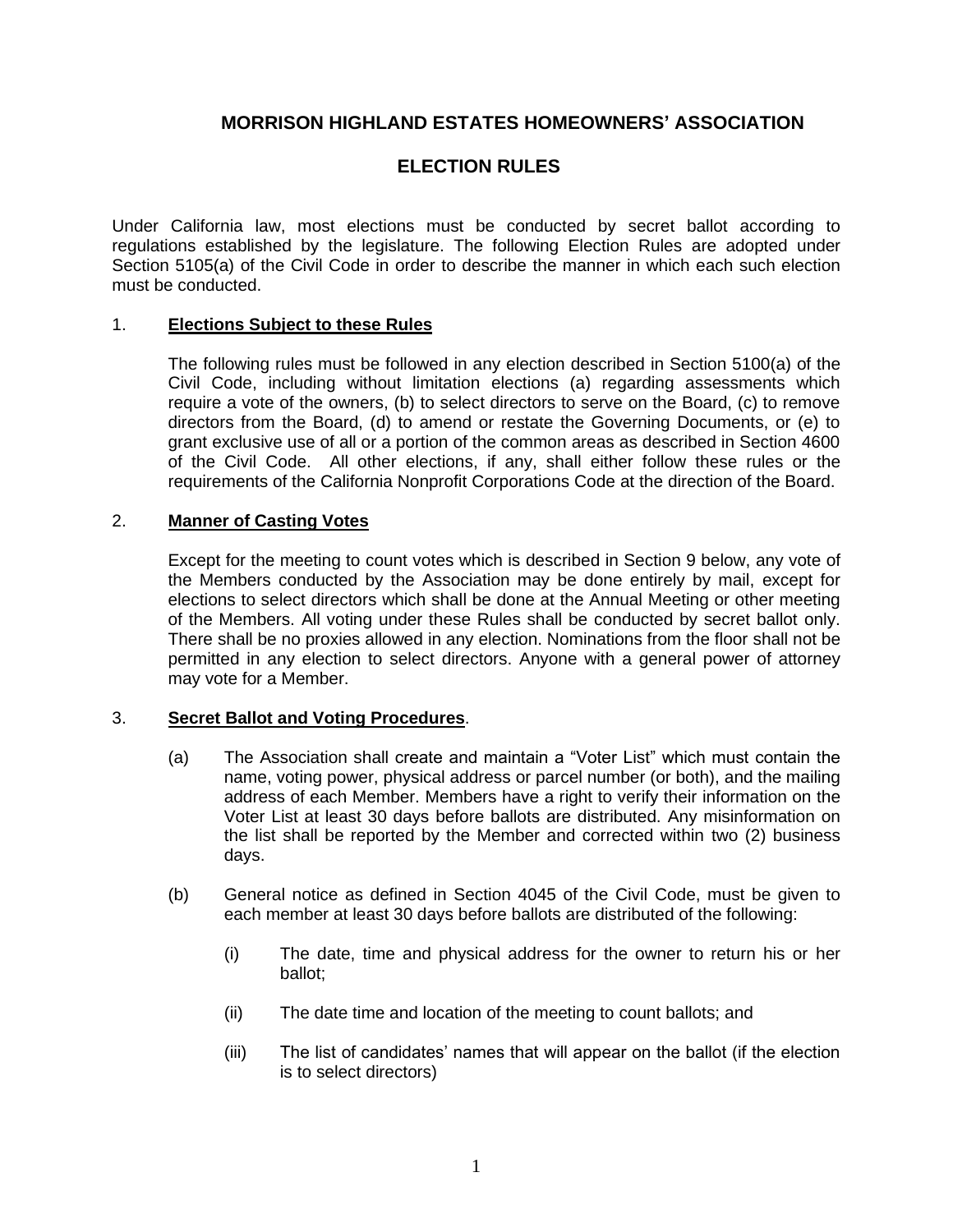# MORRISON HIGHLAND ESTATES HOMEOWNERS' ASSOCIATION

## ELECTION RULES

Under California law, most elections must be conducted by secret ballot according to regulations established by the legislature. The following Election Rules are adopted under Section 5105(a) of the Civil Code in order to describe the manner in which each such election must be conducted.

### 1. **Elections Subject to these Rules**

The following rules must be followed in any election described in Section 5100(a) of the Civil Code, including without limitation elections (a) regarding assessments which require a vote of the owners, (b) to select directors to serve on the Board, (c) to remove directors from the Board, (d) to amend or restate the Governing Documents, or (e) to grant exclusive use of all or a portion of the common areas as described in Section 4600 of the Civil Code. All other elections, if any, shall either follow these rules or the requirements of the California Nonprofit Corporations Code at the direction of the Board.

### 2. **Manner of Casting Votes**

Except for the meeting to count votes which is described in Section 9 below, any vote of the Members conducted by the Association may be done entirely by mail, except for elections to select directors which shall be done at the Annual Meeting or other meeting of the Members. All voting under these Rules shall be conducted by secret ballot only. There shall be no proxies allowed in any election. Nominations from the floor shall not be permitted in any election to select directors. Anyone with a general power of attorney may vote for a Member.

### 3. **Secret Ballot and Voting Procedures**.

(a) The Association shall create and maintain a "Voter List" which must contain the name, voting power, physical address or parcel number (or both), and the mailing address of each Member. Members have a right to verify their information on the Voter List at least 30 days before ballots are distributed. Any misinformation on the list shall be reported by the Member and corrected within two (2) business days.

(b) General notice as defined in Section 4045 of the Civil Code, must be given to each member at least 30 days before ballots are distributed of the following:

(i) The date, time and physical address for the owner to return his or her ballot;

(ii) The date time and location of the meeting to count ballots; and

(iii) The list of candidates' names that will appear on the ballot (if the election is to select directors)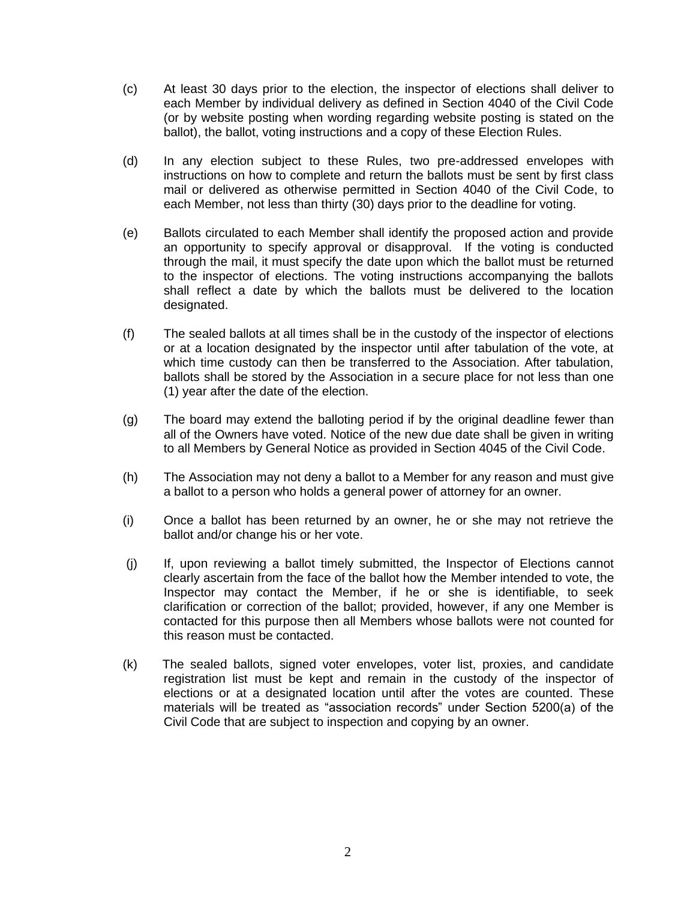(c) At least 30 days prior to the election, the inspector of elections shall deliver to each Member by individual delivery as defined in Section 4040 of the Civil Code (or by website posting when wording regarding website posting is stated on the ballot), the ballot, voting instructions and a copy of these Election Rules.

(d) In any election subject to these Rules, two pre-addressed envelopes with instructions on how to complete and return the ballots must be sent by first class mail or delivered as otherwise permitted in Section 4040 of the Civil Code, to each Member, not less than thirty (30) days prior to the deadline for voting.

(e) Ballots circulated to each Member shall identify the proposed action and provide an opportunity to specify approval or disapproval. If the voting is conducted through the mail, it must specify the date upon which the ballot must be returned to the inspector of elections. The voting instructions accompanying the ballots shall reflect a date by which the ballots must be delivered to the location designated.

(f) The sealed ballots at all times shall be in the custody of the inspector of elections or at a location designated by the inspector until after tabulation of the vote, at which time custody can then be transferred to the Association. After tabulation, ballots shall be stored by the Association in a secure place for not less than one (1) year after the date of the election.

(g) The board may extend the balloting period if by the original deadline fewer than all of the Owners have voted. Notice of the new due date shall be given in writing to all Members by General Notice as provided in Section 4045 of the Civil Code.

(h) The Association may not deny a ballot to a Member for any reason and must give a ballot to a person who holds a general power of attorney for an owner.

(i) Once a ballot has been returned by an owner, he or she may not retrieve the ballot and/or change his or her vote.

(j) If, upon reviewing a ballot timely submitted, the Inspector of Elections cannot clearly ascertain from the face of the ballot how the Member intended to vote, the Inspector may contact the Member, if he or she is identifiable, to seek clarification or correction of the ballot; provided, however, if any one Member is contacted for this purpose then all Members whose ballots were not counted for this reason must be contacted.

(k) The sealed ballots, signed voter envelopes, voter list, proxies, and candidate registration list must be kept and remain in the custody of the inspector of elections or at a designated location until after the votes are counted. These materials will be treated as "association records" under Section 5200(a) of the Civil Code that are subject to inspection and copying by an owner.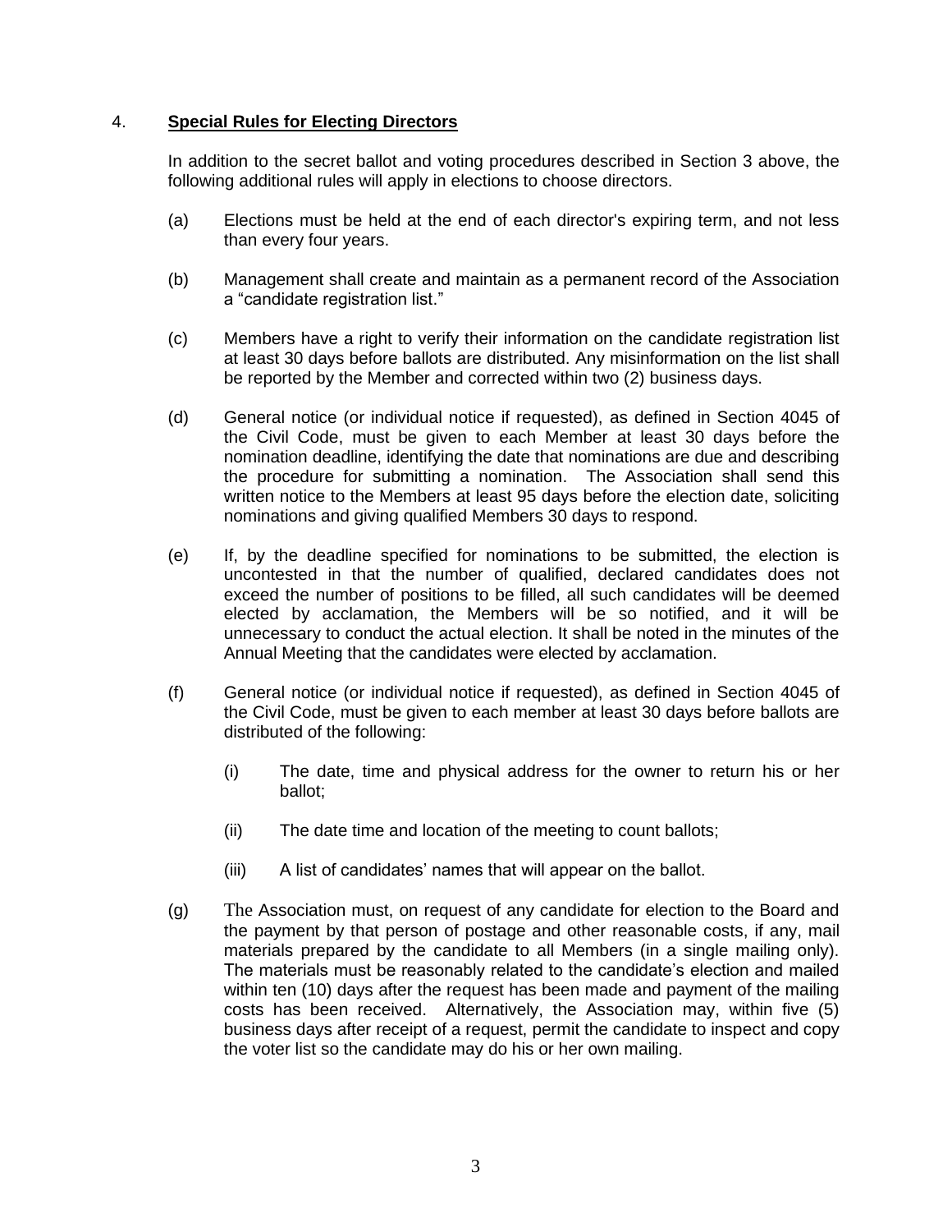4. **Special Rules for Electing Directors**

In addition to the secret ballot and voting procedures described in Section 3 above, the following additional rules will apply in elections to choose directors.

(a) Elections must be held at the end of each director's expiring term, and not less than every four years.

(b) Management shall create and maintain as a permanent record of the Association a "candidate registration list."

(c) Members have a right to verify their information on the candidate registration list at least 30 days before ballots are distributed. Any misinformation on the list shall be reported by the Member and corrected within two (2) business days.

(d) General notice (or individual notice if requested), as defined in Section 4045 of the Civil Code, must be given to each Member at least 30 days before the nomination deadline, identifying the date that nominations are due and describing the procedure for submitting a nomination. The Association shall send this written notice to the Members at least 95 days before the election date, soliciting nominations and giving qualified Members 30 days to respond.

(e) If, by the deadline specified for nominations to be submitted, the election is uncontested in that the number of qualified, declared candidates does not exceed the number of positions to be filled, all such candidates will be deemed elected by acclamation, the Members will be so notified, and it will be unnecessary to conduct the actual election. It shall be noted in the minutes of the Annual Meeting that the candidates were elected by acclamation.

(f) General notice (or individual notice if requested), as defined in Section 4045 of the Civil Code, must be given to each member at least 30 days before ballots are distributed of the following:

(i) The date, time and physical address for the owner to return his or her ballot;

(ii) The date time and location of the meeting to count ballots;

(iii) A list of candidates' names that will appear on the ballot.

(g) The Association must, on request of any candidate for election to the Board and the payment by that person of postage and other reasonable costs, if any, mail materials prepared by the candidate to all Members (in a single mailing only). The materials must be reasonably related to the candidate's election and mailed within ten (10) days after the request has been made and payment of the mailing costs has been received. Alternatively, the Association may, within five (5) business days after receipt of a request, permit the candidate to inspect and copy the voter list so the candidate may do his or her own mailing.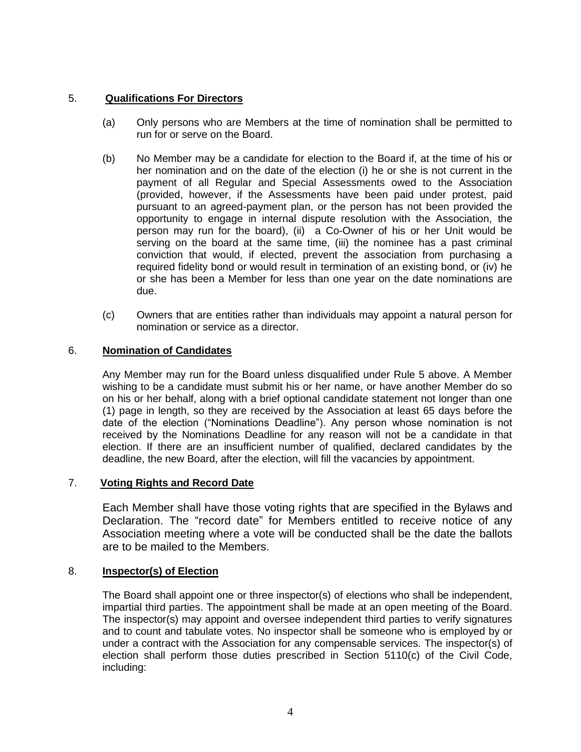5. **Qualifications For Directors**

(a) Only persons who are Members at the time of nomination shall be permitted to run for or serve on the Board.

(b) No Member may be a candidate for election to the Board if, at the time of his or her nomination and on the date of the election (i) he or she is not current in the payment of all Regular and Special Assessments owed to the Association (provided, however, if the Assessments have been paid under protest, paid pursuant to an agreed-payment plan, or the person has not been provided the opportunity to engage in internal dispute resolution with the Association, the person may run for the board), (ii) a Co-Owner of his or her Unit would be serving on the board at the same time, (iii) the nominee has a past criminal conviction that would, if elected, prevent the association from purchasing a required fidelity bond or would result in termination of an existing bond, or (iv) he or she has been a Member for less than one year on the date nominations are due.

(c) Owners that are entities rather than individuals may appoint a natural person for nomination or service as a director.

6. **Nomination of Candidates**

Any Member may run for the Board unless disqualified under Rule 5 above. A Member wishing to be a candidate must submit his or her name, or have another Member do so on his or her behalf, along with a brief optional candidate statement not longer than one (1) page in length, so they are received by the Association at least 65 days before the date of the election ("Nominations Deadline"). Any person whose nomination is not received by the Nominations Deadline for any reason will not be a candidate in that election. If there are an insufficient number of qualified, declared candidates by the deadline, the new Board, after the election, will fill the vacancies by appointment.

7. **Voting Rights and Record Date**

Each Member shall have those voting rights that are specified in the Bylaws and Declaration. The "record date" for Members entitled to receive notice of any Association meeting where a vote will be conducted shall be the date the ballots are to be mailed to the Members.

8. **Inspector(s) of Election**

The Board shall appoint one or three inspector(s) of elections who shall be independent, impartial third parties. The appointment shall be made at an open meeting of the Board. The inspector(s) may appoint and oversee independent third parties to verify signatures and to count and tabulate votes. No inspector shall be someone who is employed by or under a contract with the Association for any compensable services. The inspector(s) of election shall perform those duties prescribed in Section 5110(c) of the Civil Code, including: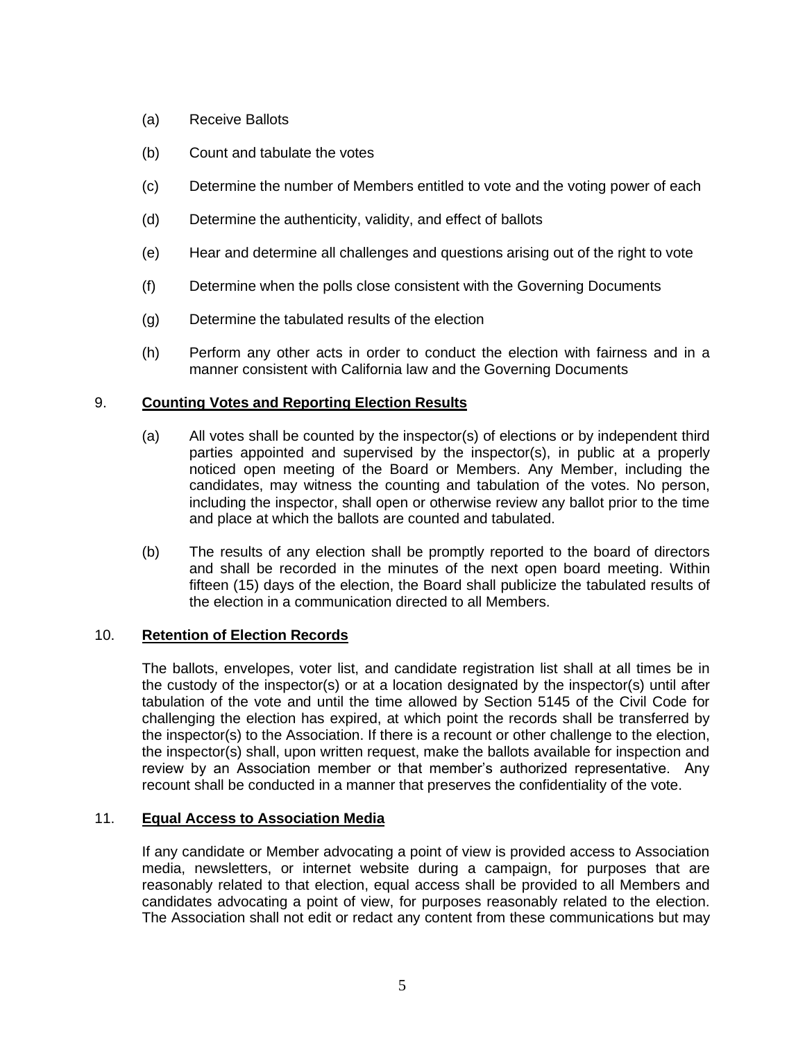(a) Receive Ballots

(b) Count and tabulate the votes

(c) Determine the number of Members entitled to vote and the voting power of each

(d) Determine the authenticity, validity, and effect of ballots

(e) Hear and determine all challenges and questions arising out of the right to vote

(f) Determine when the polls close consistent with the Governing Documents

(g) Determine the tabulated results of the election

(h) Perform any other acts in order to conduct the election with fairness and in a manner consistent with California law and the Governing Documents

9. **Counting Votes and Reporting Election Results**

(a) All votes shall be counted by the inspector(s) of elections or by independent third parties appointed and supervised by the inspector(s), in public at a properly noticed open meeting of the Board or Members. Any Member, including the candidates, may witness the counting and tabulation of the votes. No person, including the inspector, shall open or otherwise review any ballot prior to the time and place at which the ballots are counted and tabulated.

(b) The results of any election shall be promptly reported to the board of directors and shall be recorded in the minutes of the next open board meeting. Within fifteen (15) days of the election, the Board shall publicize the tabulated results of the election in a communication directed to all Members.

10. **Retention of Election Records**

The ballots, envelopes, voter list, and candidate registration list shall at all times be in the custody of the inspector(s) or at a location designated by the inspector(s) until after tabulation of the vote and until the time allowed by Section 5145 of the Civil Code for challenging the election has expired, at which point the records shall be transferred by the inspector(s) to the Association. If there is a recount or other challenge to the election, the inspector(s) shall, upon written request, make the ballots available for inspection and review by an Association member or that member's authorized representative. Any recount shall be conducted in a manner that preserves the confidentiality of the vote.

11. **Equal Access to Association Media**

If any candidate or Member advocating a point of view is provided access to Association media, newsletters, or internet website during a campaign, for purposes that are reasonably related to that election, equal access shall be provided to all Members and candidates advocating a point of view, for purposes reasonably related to the election. The Association shall not edit or redact any content from these communications but may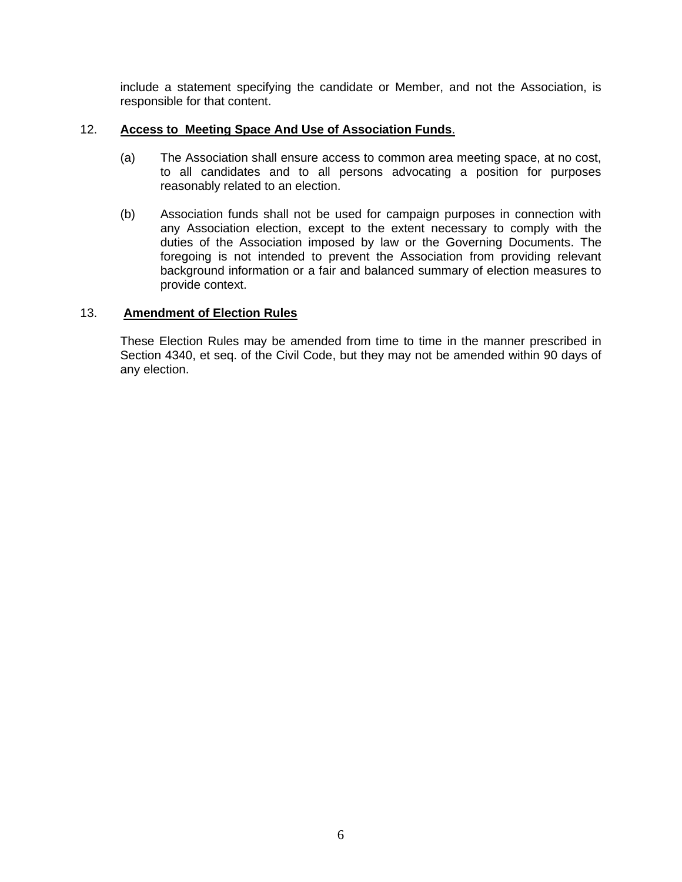include a statement specifying the candidate or Member, and not the Association, is responsible for that content.

12. **Access to Meeting Space And Use of Association Funds**.

(a) The Association shall ensure access to common area meeting space, at no cost, to all candidates and to all persons advocating a position for purposes reasonably related to an election.

(b) Association funds shall not be used for campaign purposes in connection with any Association election, except to the extent necessary to comply with the duties of the Association imposed by law or the Governing Documents. The foregoing is not intended to prevent the Association from providing relevant background information or a fair and balanced summary of election measures to provide context.

13. **Amendment of Election Rules**

These Election Rules may be amended from time to time in the manner prescribed in Section 4340, et seq. of the Civil Code, but they may not be amended within 90 days of any election.